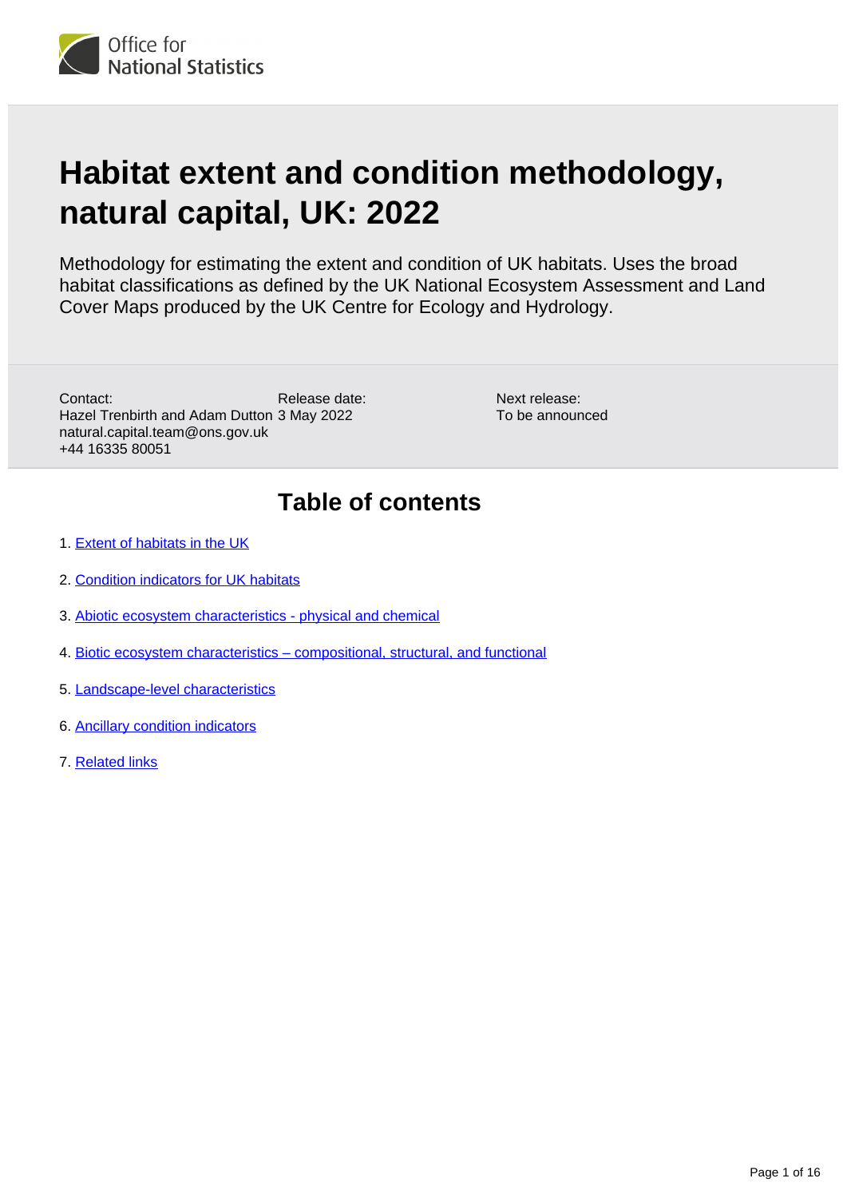Office for National Statistics

# Habitat extent and condition methodology, natural capital, UK: 2022

Methodology for estimating the extent and condition of UK habitats. Uses the broad habitat classifications as defined by the UK National Ecosystem Assessment and Land Cover Maps produced by the UK Centre for Ecology and Hydrology.

Contact:
Hazel Trenbirth and Adam Dutton
natural.capital.team@ons.gov.uk
+44 16335 80051

Release date:
3 May 2022

Next release:
To be announced

## Table of contents

1. Extent of habitats in the UK
2. Condition indicators for UK habitats
3. Abiotic ecosystem characteristics - physical and chemical
4. Biotic ecosystem characteristics – compositional, structural, and functional
5. Landscape-level characteristics
6. Ancillary condition indicators
7. Related links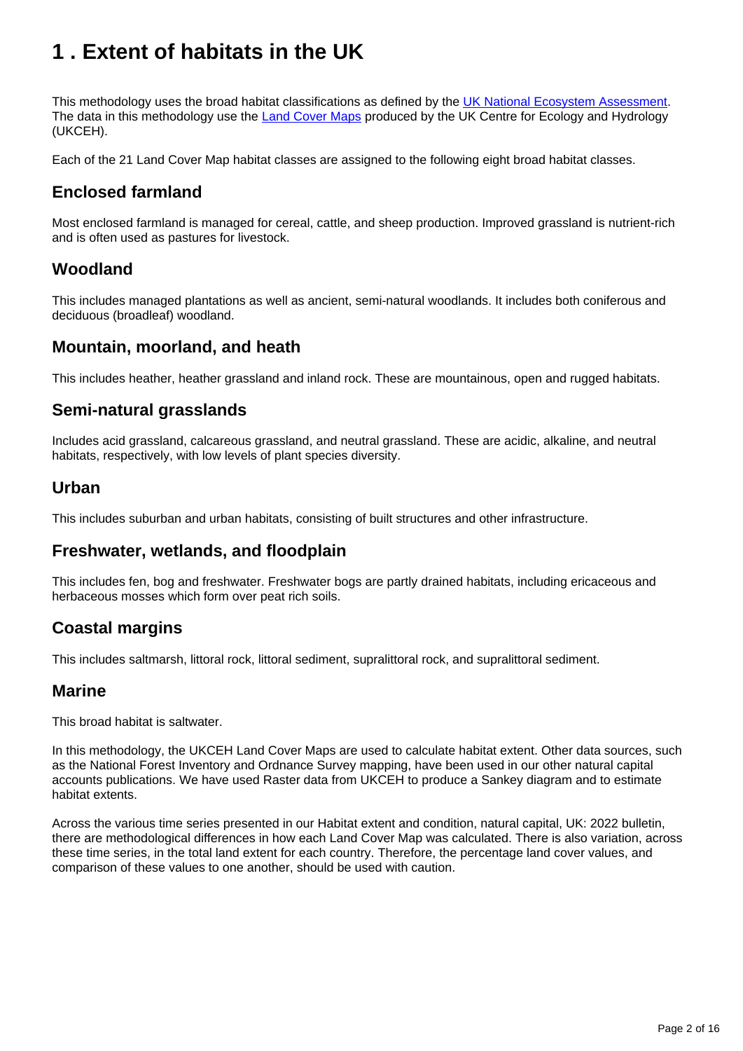# 1 . Extent of habitats in the UK

This methodology uses the broad habitat classifications as defined by the [UK National Ecosystem Assessment](). The data in this methodology use the [Land Cover Maps]() produced by the UK Centre for Ecology and Hydrology (UKCEH).

Each of the 21 Land Cover Map habitat classes are assigned to the following eight broad habitat classes.

## Enclosed farmland

Most enclosed farmland is managed for cereal, cattle, and sheep production. Improved grassland is nutrient-rich and is often used as pastures for livestock.

## Woodland

This includes managed plantations as well as ancient, semi-natural woodlands. It includes both coniferous and deciduous (broadleaf) woodland.

## Mountain, moorland, and heath

This includes heather, heather grassland and inland rock. These are mountainous, open and rugged habitats.

## Semi-natural grasslands

Includes acid grassland, calcareous grassland, and neutral grassland. These are acidic, alkaline, and neutral habitats, respectively, with low levels of plant species diversity.

## Urban

This includes suburban and urban habitats, consisting of built structures and other infrastructure.

## Freshwater, wetlands, and floodplain

This includes fen, bog and freshwater. Freshwater bogs are partly drained habitats, including ericaceous and herbaceous mosses which form over peat rich soils.

## Coastal margins

This includes saltmarsh, littoral rock, littoral sediment, supralittoral rock, and supralittoral sediment.

## Marine

This broad habitat is saltwater.

In this methodology, the UKCEH Land Cover Maps are used to calculate habitat extent. Other data sources, such as the National Forest Inventory and Ordnance Survey mapping, have been used in our other natural capital accounts publications. We have used Raster data from UKCEH to produce a Sankey diagram and to estimate habitat extents.

Across the various time series presented in our Habitat extent and condition, natural capital, UK: 2022 bulletin, there are methodological differences in how each Land Cover Map was calculated. There is also variation, across these time series, in the total land extent for each country. Therefore, the percentage land cover values, and comparison of these values to one another, should be used with caution.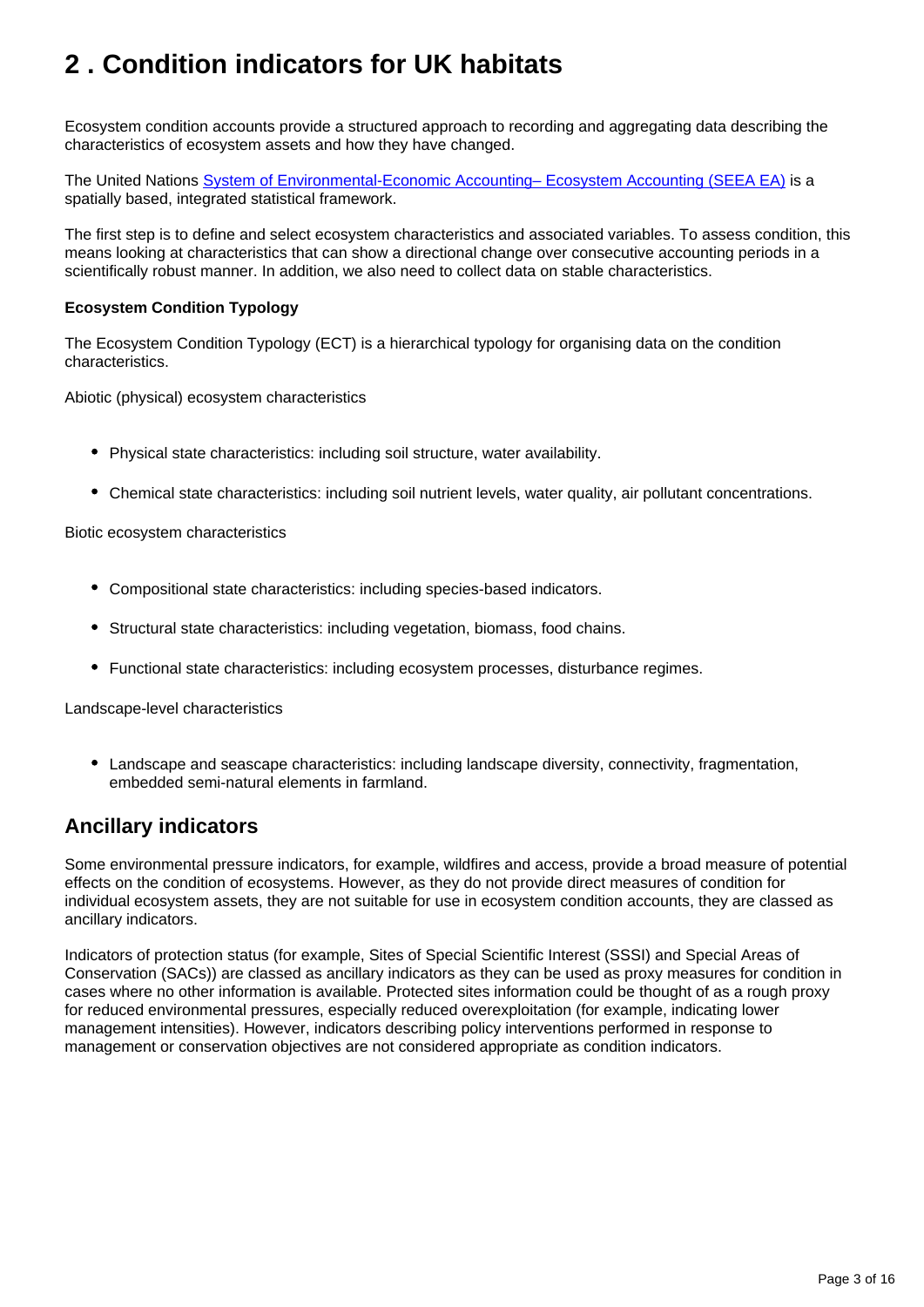# 2 . Condition indicators for UK habitats

Ecosystem condition accounts provide a structured approach to recording and aggregating data describing the characteristics of ecosystem assets and how they have changed.

The United Nations [System of Environmental-Economic Accounting– Ecosystem Accounting (SEEA EA)](#) is a spatially based, integrated statistical framework.

The first step is to define and select ecosystem characteristics and associated variables. To assess condition, this means looking at characteristics that can show a directional change over consecutive accounting periods in a scientifically robust manner. In addition, we also need to collect data on stable characteristics.

**Ecosystem Condition Typology**

The Ecosystem Condition Typology (ECT) is a hierarchical typology for organising data on the condition characteristics.

Abiotic (physical) ecosystem characteristics

- Physical state characteristics: including soil structure, water availability.
- Chemical state characteristics: including soil nutrient levels, water quality, air pollutant concentrations.

Biotic ecosystem characteristics

- Compositional state characteristics: including species-based indicators.
- Structural state characteristics: including vegetation, biomass, food chains.
- Functional state characteristics: including ecosystem processes, disturbance regimes.

Landscape-level characteristics

- Landscape and seascape characteristics: including landscape diversity, connectivity, fragmentation, embedded semi-natural elements in farmland.

## Ancillary indicators

Some environmental pressure indicators, for example, wildfires and access, provide a broad measure of potential effects on the condition of ecosystems. However, as they do not provide direct measures of condition for individual ecosystem assets, they are not suitable for use in ecosystem condition accounts, they are classed as ancillary indicators.

Indicators of protection status (for example, Sites of Special Scientific Interest (SSSI) and Special Areas of Conservation (SACs)) are classed as ancillary indicators as they can be used as proxy measures for condition in cases where no other information is available. Protected sites information could be thought of as a rough proxy for reduced environmental pressures, especially reduced overexploitation (for example, indicating lower management intensities). However, indicators describing policy interventions performed in response to management or conservation objectives are not considered appropriate as condition indicators.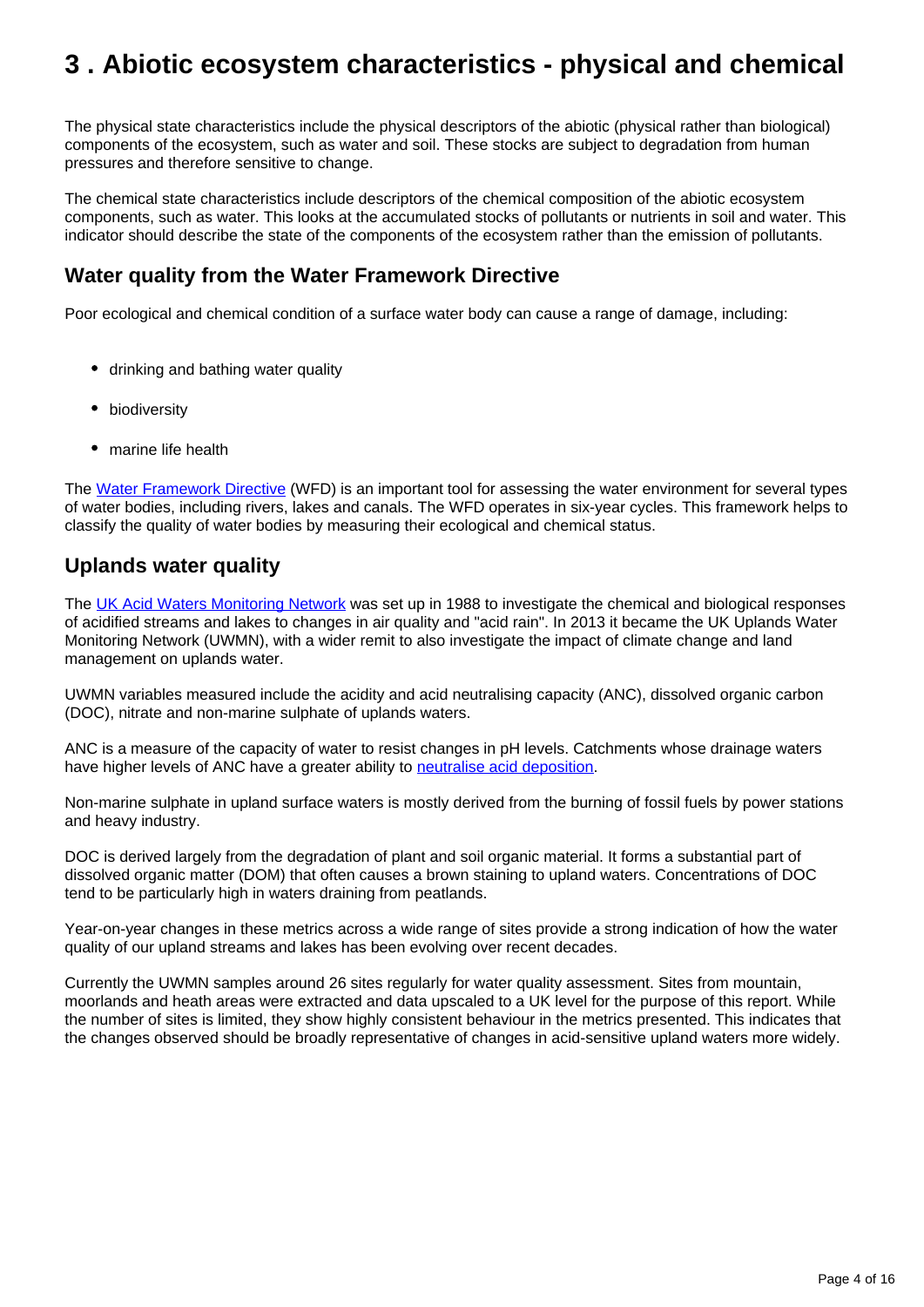# 3 . Abiotic ecosystem characteristics - physical and chemical

The physical state characteristics include the physical descriptors of the abiotic (physical rather than biological) components of the ecosystem, such as water and soil. These stocks are subject to degradation from human pressures and therefore sensitive to change.

The chemical state characteristics include descriptors of the chemical composition of the abiotic ecosystem components, such as water. This looks at the accumulated stocks of pollutants or nutrients in soil and water. This indicator should describe the state of the components of the ecosystem rather than the emission of pollutants.

## Water quality from the Water Framework Directive

Poor ecological and chemical condition of a surface water body can cause a range of damage, including:

- drinking and bathing water quality
- biodiversity
- marine life health

The Water Framework Directive (WFD) is an important tool for assessing the water environment for several types of water bodies, including rivers, lakes and canals. The WFD operates in six-year cycles. This framework helps to classify the quality of water bodies by measuring their ecological and chemical status.

## Uplands water quality

The UK Acid Waters Monitoring Network was set up in 1988 to investigate the chemical and biological responses of acidified streams and lakes to changes in air quality and "acid rain". In 2013 it became the UK Uplands Water Monitoring Network (UWMN), with a wider remit to also investigate the impact of climate change and land management on uplands water.

UWMN variables measured include the acidity and acid neutralising capacity (ANC), dissolved organic carbon (DOC), nitrate and non-marine sulphate of uplands waters.

ANC is a measure of the capacity of water to resist changes in pH levels. Catchments whose drainage waters have higher levels of ANC have a greater ability to neutralise acid deposition.

Non-marine sulphate in upland surface waters is mostly derived from the burning of fossil fuels by power stations and heavy industry.

DOC is derived largely from the degradation of plant and soil organic material. It forms a substantial part of dissolved organic matter (DOM) that often causes a brown staining to upland waters. Concentrations of DOC tend to be particularly high in waters draining from peatlands.

Year-on-year changes in these metrics across a wide range of sites provide a strong indication of how the water quality of our upland streams and lakes has been evolving over recent decades.

Currently the UWMN samples around 26 sites regularly for water quality assessment. Sites from mountain, moorlands and heath areas were extracted and data upscaled to a UK level for the purpose of this report. While the number of sites is limited, they show highly consistent behaviour in the metrics presented. This indicates that the changes observed should be broadly representative of changes in acid-sensitive upland waters more widely.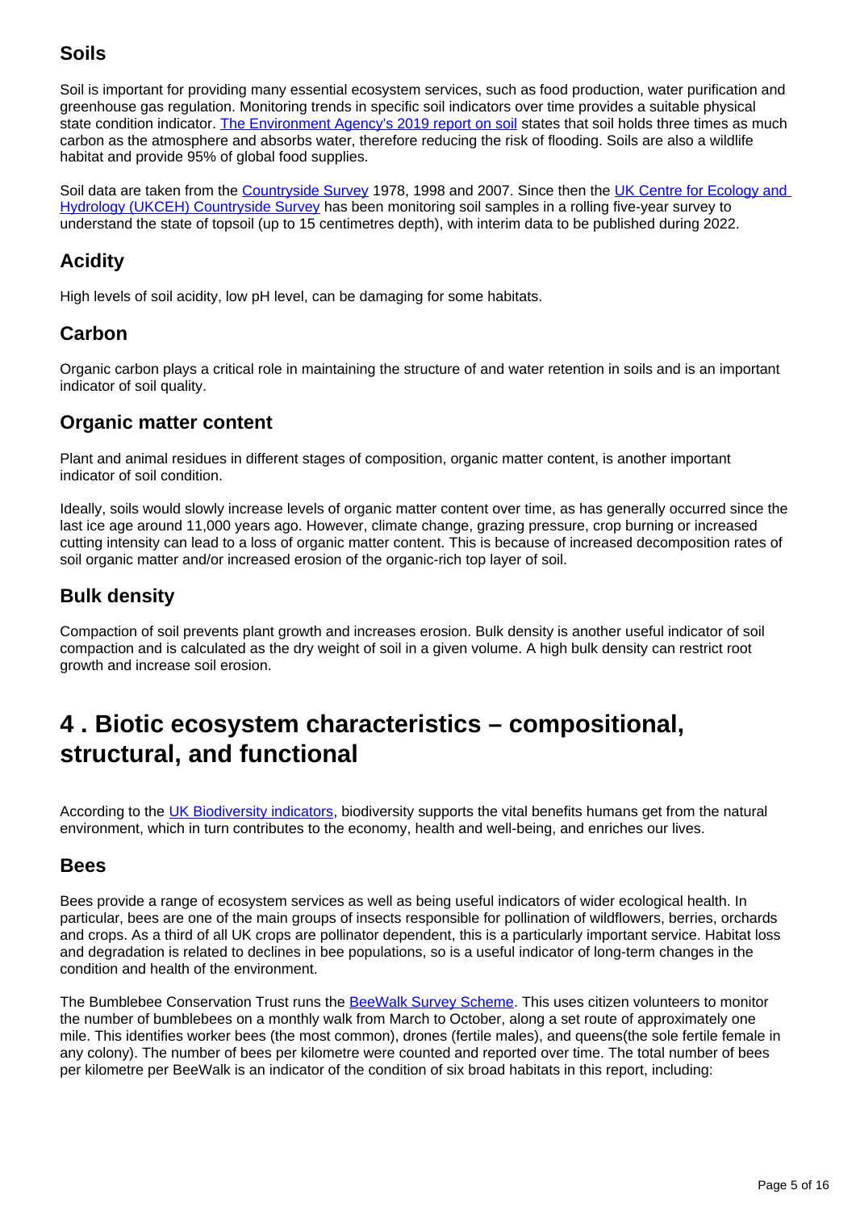### Soils

Soil is important for providing many essential ecosystem services, such as food production, water purification and greenhouse gas regulation. Monitoring trends in specific soil indicators over time provides a suitable physical state condition indicator. [The Environment Agency's 2019 report on soil](#) states that soil holds three times as much carbon as the atmosphere and absorbs water, therefore reducing the risk of flooding. Soils are also a wildlife habitat and provide 95% of global food supplies.

Soil data are taken from the [Countryside Survey](#) 1978, 1998 and 2007. Since then the [UK Centre for Ecology and Hydrology (UKCEH) Countryside Survey](#) has been monitoring soil samples in a rolling five-year survey to understand the state of topsoil (up to 15 centimetres depth), with interim data to be published during 2022.

### Acidity

High levels of soil acidity, low pH level, can be damaging for some habitats.

### Carbon

Organic carbon plays a critical role in maintaining the structure of and water retention in soils and is an important indicator of soil quality.

### Organic matter content

Plant and animal residues in different stages of composition, organic matter content, is another important indicator of soil condition.

Ideally, soils would slowly increase levels of organic matter content over time, as has generally occurred since the last ice age around 11,000 years ago. However, climate change, grazing pressure, crop burning or increased cutting intensity can lead to a loss of organic matter content. This is because of increased decomposition rates of soil organic matter and/or increased erosion of the organic-rich top layer of soil.

### Bulk density

Compaction of soil prevents plant growth and increases erosion. Bulk density is another useful indicator of soil compaction and is calculated as the dry weight of soil in a given volume. A high bulk density can restrict root growth and increase soil erosion.

## 4 . Biotic ecosystem characteristics – compositional, structural, and functional

According to the [UK Biodiversity indicators](#), biodiversity supports the vital benefits humans get from the natural environment, which in turn contributes to the economy, health and well-being, and enriches our lives.

### Bees

Bees provide a range of ecosystem services as well as being useful indicators of wider ecological health. In particular, bees are one of the main groups of insects responsible for pollination of wildflowers, berries, orchards and crops. As a third of all UK crops are pollinator dependent, this is a particularly important service. Habitat loss and degradation is related to declines in bee populations, so is a useful indicator of long-term changes in the condition and health of the environment.

The Bumblebee Conservation Trust runs the [BeeWalk Survey Scheme](#). This uses citizen volunteers to monitor the number of bumblebees on a monthly walk from March to October, along a set route of approximately one mile. This identifies worker bees (the most common), drones (fertile males), and queens(the sole fertile female in any colony). The number of bees per kilometre were counted and reported over time. The total number of bees per kilometre per BeeWalk is an indicator of the condition of six broad habitats in this report, including: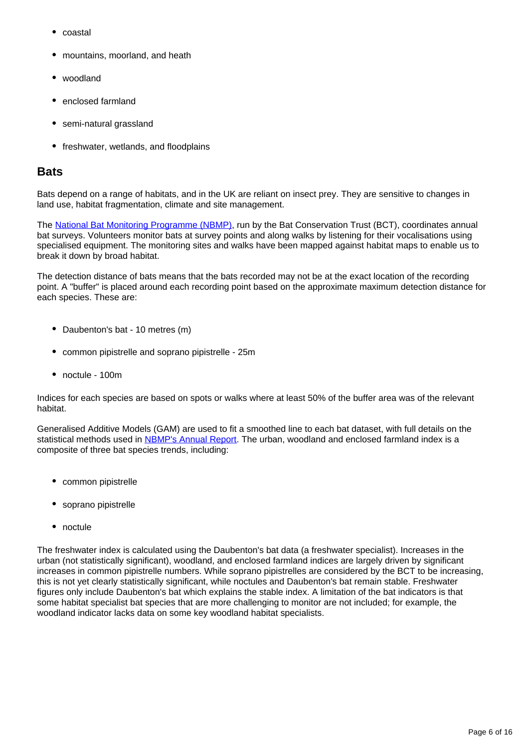- coastal
- mountains, moorland, and heath
- woodland
- enclosed farmland
- semi-natural grassland
- freshwater, wetlands, and floodplains

## Bats

Bats depend on a range of habitats, and in the UK are reliant on insect prey. They are sensitive to changes in land use, habitat fragmentation, climate and site management.

The [National Bat Monitoring Programme (NBMP)](), run by the Bat Conservation Trust (BCT), coordinates annual bat surveys. Volunteers monitor bats at survey points and along walks by listening for their vocalisations using specialised equipment. The monitoring sites and walks have been mapped against habitat maps to enable us to break it down by broad habitat.

The detection distance of bats means that the bats recorded may not be at the exact location of the recording point. A "buffer" is placed around each recording point based on the approximate maximum detection distance for each species. These are:

- Daubenton's bat - 10 metres (m)
- common pipistrelle and soprano pipistrelle - 25m
- noctule - 100m

Indices for each species are based on spots or walks where at least 50% of the buffer area was of the relevant habitat.

Generalised Additive Models (GAM) are used to fit a smoothed line to each bat dataset, with full details on the statistical methods used in [NBMP's Annual Report](). The urban, woodland and enclosed farmland index is a composite of three bat species trends, including:

- common pipistrelle
- soprano pipistrelle
- noctule

The freshwater index is calculated using the Daubenton's bat data (a freshwater specialist). Increases in the urban (not statistically significant), woodland, and enclosed farmland indices are largely driven by significant increases in common pipistrelle numbers. While soprano pipistrelles are considered by the BCT to be increasing, this is not yet clearly statistically significant, while noctules and Daubenton's bat remain stable. Freshwater figures only include Daubenton's bat which explains the stable index. A limitation of the bat indicators is that some habitat specialist bat species that are more challenging to monitor are not included; for example, the woodland indicator lacks data on some key woodland habitat specialists.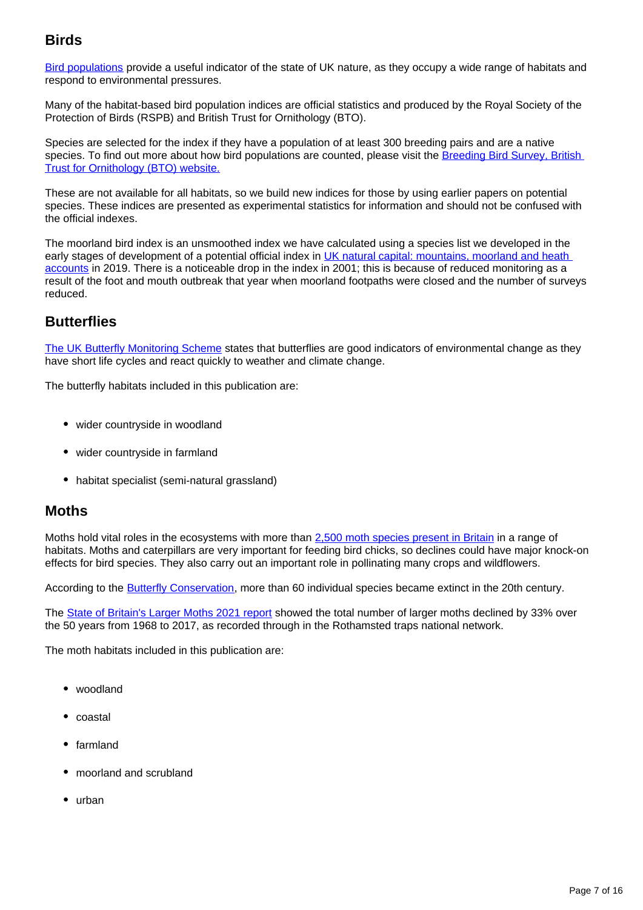## Birds

Bird populations provide a useful indicator of the state of UK nature, as they occupy a wide range of habitats and respond to environmental pressures.

Many of the habitat-based bird population indices are official statistics and produced by the Royal Society of the Protection of Birds (RSPB) and British Trust for Ornithology (BTO).

Species are selected for the index if they have a population of at least 300 breeding pairs and are a native species. To find out more about how bird populations are counted, please visit the Breeding Bird Survey, British Trust for Ornithology (BTO) website.

These are not available for all habitats, so we build new indices for those by using earlier papers on potential species. These indices are presented as experimental statistics for information and should not be confused with the official indexes.

The moorland bird index is an unsmoothed index we have calculated using a species list we developed in the early stages of development of a potential official index in UK natural capital: mountains, moorland and heath accounts in 2019. There is a noticeable drop in the index in 2001; this is because of reduced monitoring as a result of the foot and mouth outbreak that year when moorland footpaths were closed and the number of surveys reduced.

## Butterflies

The UK Butterfly Monitoring Scheme states that butterflies are good indicators of environmental change as they have short life cycles and react quickly to weather and climate change.

The butterfly habitats included in this publication are:

- wider countryside in woodland
- wider countryside in farmland
- habitat specialist (semi-natural grassland)

## Moths

Moths hold vital roles in the ecosystems with more than 2,500 moth species present in Britain in a range of habitats. Moths and caterpillars are very important for feeding bird chicks, so declines could have major knock-on effects for bird species. They also carry out an important role in pollinating many crops and wildflowers.

According to the Butterfly Conservation, more than 60 individual species became extinct in the 20th century.

The State of Britain's Larger Moths 2021 report showed the total number of larger moths declined by 33% over the 50 years from 1968 to 2017, as recorded through in the Rothamsted traps national network.

The moth habitats included in this publication are:

- woodland
- coastal
- farmland
- moorland and scrubland
- urban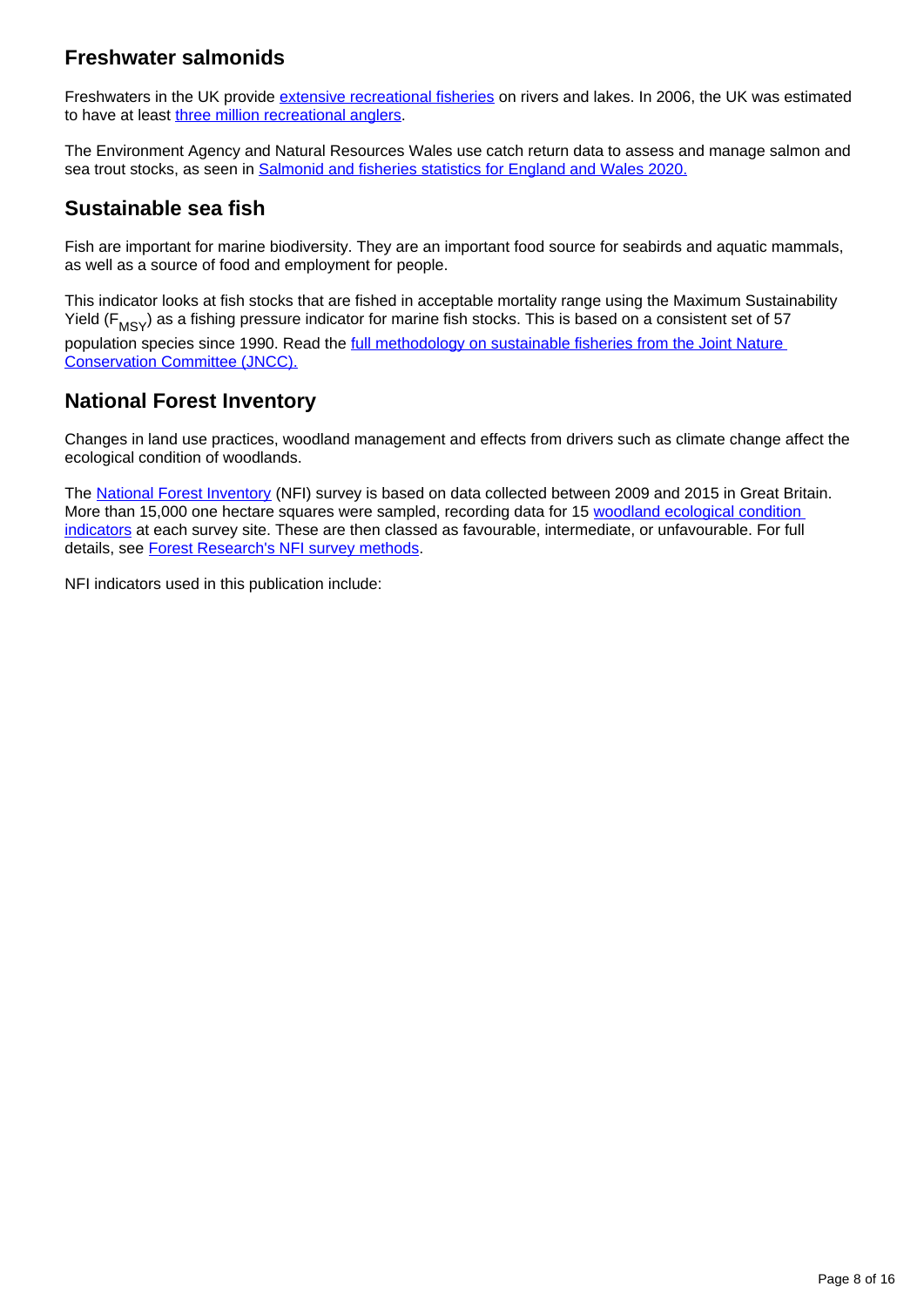## Freshwater salmonids

Freshwaters in the UK provide extensive recreational fisheries on rivers and lakes. In 2006, the UK was estimated to have at least three million recreational anglers.

The Environment Agency and Natural Resources Wales use catch return data to assess and manage salmon and sea trout stocks, as seen in Salmonid and fisheries statistics for England and Wales 2020.

## Sustainable sea fish

Fish are important for marine biodiversity. They are an important food source for seabirds and aquatic mammals, as well as a source of food and employment for people.

This indicator looks at fish stocks that are fished in acceptable mortality range using the Maximum Sustainability Yield ($F_{MSY}$) as a fishing pressure indicator for marine fish stocks. This is based on a consistent set of 57 population species since 1990. Read the full methodology on sustainable fisheries from the Joint Nature Conservation Committee (JNCC).

## National Forest Inventory

Changes in land use practices, woodland management and effects from drivers such as climate change affect the ecological condition of woodlands.

The National Forest Inventory (NFI) survey is based on data collected between 2009 and 2015 in Great Britain. More than 15,000 one hectare squares were sampled, recording data for 15 woodland ecological condition indicators at each survey site. These are then classed as favourable, intermediate, or unfavourable. For full details, see Forest Research's NFI survey methods.

NFI indicators used in this publication include: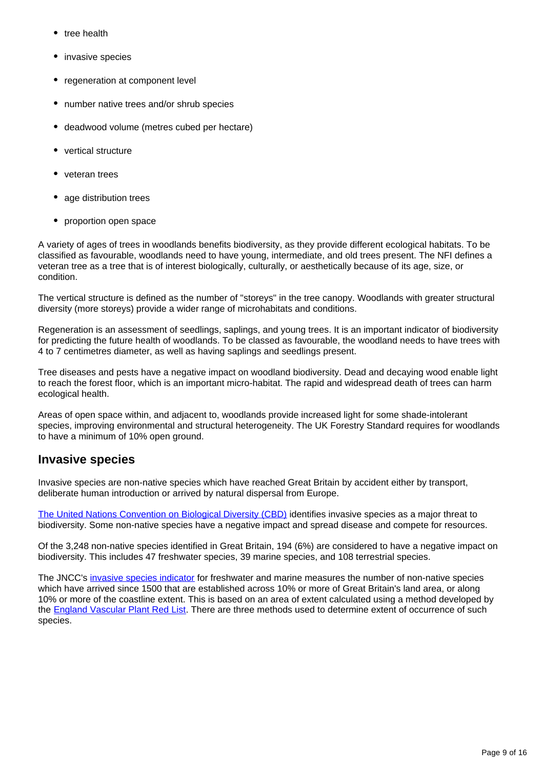- tree health
- invasive species
- regeneration at component level
- number native trees and/or shrub species
- deadwood volume (metres cubed per hectare)
- vertical structure
- veteran trees
- age distribution trees
- proportion open space

A variety of ages of trees in woodlands benefits biodiversity, as they provide different ecological habitats. To be classified as favourable, woodlands need to have young, intermediate, and old trees present. The NFI defines a veteran tree as a tree that is of interest biologically, culturally, or aesthetically because of its age, size, or condition.

The vertical structure is defined as the number of "storeys" in the tree canopy. Woodlands with greater structural diversity (more storeys) provide a wider range of microhabitats and conditions.

Regeneration is an assessment of seedlings, saplings, and young trees. It is an important indicator of biodiversity for predicting the future health of woodlands. To be classed as favourable, the woodland needs to have trees with 4 to 7 centimetres diameter, as well as having saplings and seedlings present.

Tree diseases and pests have a negative impact on woodland biodiversity. Dead and decaying wood enable light to reach the forest floor, which is an important micro-habitat. The rapid and widespread death of trees can harm ecological health.

Areas of open space within, and adjacent to, woodlands provide increased light for some shade-intolerant species, improving environmental and structural heterogeneity. The UK Forestry Standard requires for woodlands to have a minimum of 10% open ground.

## Invasive species

Invasive species are non-native species which have reached Great Britain by accident either by transport, deliberate human introduction or arrived by natural dispersal from Europe.

The United Nations Convention on Biological Diversity (CBD) identifies invasive species as a major threat to biodiversity. Some non-native species have a negative impact and spread disease and compete for resources.

Of the 3,248 non-native species identified in Great Britain, 194 (6%) are considered to have a negative impact on biodiversity. This includes 47 freshwater species, 39 marine species, and 108 terrestrial species.

The JNCC's invasive species indicator for freshwater and marine measures the number of non-native species which have arrived since 1500 that are established across 10% or more of Great Britain's land area, or along 10% or more of the coastline extent. This is based on an area of extent calculated using a method developed by the England Vascular Plant Red List. There are three methods used to determine extent of occurrence of such species.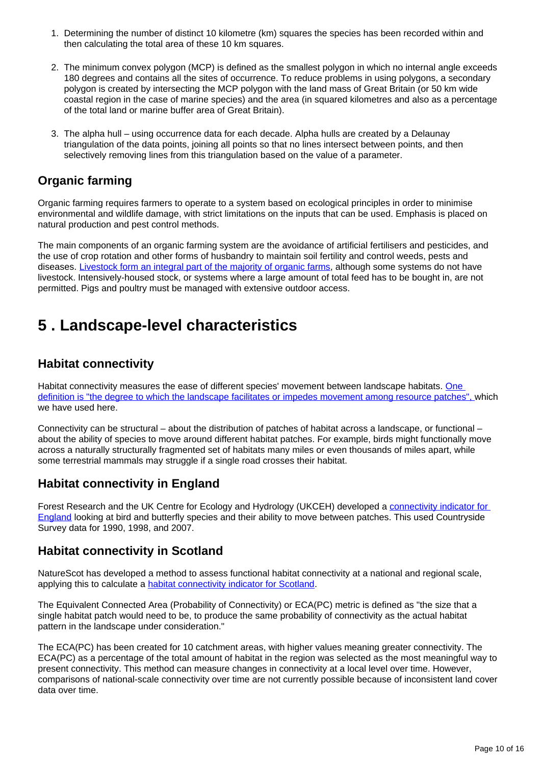1. Determining the number of distinct 10 kilometre (km) squares the species has been recorded within and then calculating the total area of these 10 km squares.

2. The minimum convex polygon (MCP) is defined as the smallest polygon in which no internal angle exceeds 180 degrees and contains all the sites of occurrence. To reduce problems in using polygons, a secondary polygon is created by intersecting the MCP polygon with the land mass of Great Britain (or 50 km wide coastal region in the case of marine species) and the area (in squared kilometres and also as a percentage of the total land or marine buffer area of Great Britain).

3. The alpha hull – using occurrence data for each decade. Alpha hulls are created by a Delaunay triangulation of the data points, joining all points so that no lines intersect between points, and then selectively removing lines from this triangulation based on the value of a parameter.

### Organic farming

Organic farming requires farmers to operate to a system based on ecological principles in order to minimise environmental and wildlife damage, with strict limitations on the inputs that can be used. Emphasis is placed on natural production and pest control methods.

The main components of an organic farming system are the avoidance of artificial fertilisers and pesticides, and the use of crop rotation and other forms of husbandry to maintain soil fertility and control weeds, pests and diseases. Livestock form an integral part of the majority of organic farms, although some systems do not have livestock. Intensively-housed stock, or systems where a large amount of total feed has to be bought in, are not permitted. Pigs and poultry must be managed with extensive outdoor access.

## 5 . Landscape-level characteristics

### Habitat connectivity

Habitat connectivity measures the ease of different species' movement between landscape habitats. One definition is "the degree to which the landscape facilitates or impedes movement among resource patches", which we have used here.

Connectivity can be structural – about the distribution of patches of habitat across a landscape, or functional – about the ability of species to move around different habitat patches. For example, birds might functionally move across a naturally structurally fragmented set of habitats many miles or even thousands of miles apart, while some terrestrial mammals may struggle if a single road crosses their habitat.

### Habitat connectivity in England

Forest Research and the UK Centre for Ecology and Hydrology (UKCEH) developed a connectivity indicator for England looking at bird and butterfly species and their ability to move between patches. This used Countryside Survey data for 1990, 1998, and 2007.

### Habitat connectivity in Scotland

NatureScot has developed a method to assess functional habitat connectivity at a national and regional scale, applying this to calculate a habitat connectivity indicator for Scotland.

The Equivalent Connected Area (Probability of Connectivity) or ECA(PC) metric is defined as "the size that a single habitat patch would need to be, to produce the same probability of connectivity as the actual habitat pattern in the landscape under consideration."

The ECA(PC) has been created for 10 catchment areas, with higher values meaning greater connectivity. The ECA(PC) as a percentage of the total amount of habitat in the region was selected as the most meaningful way to present connectivity. This method can measure changes in connectivity at a local level over time. However, comparisons of national-scale connectivity over time are not currently possible because of inconsistent land cover data over time.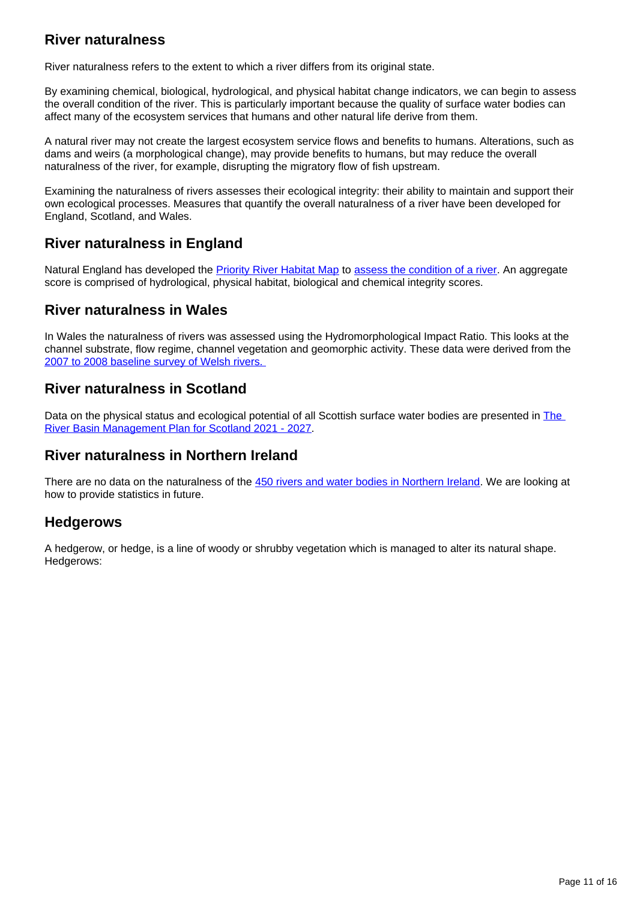## River naturalness

River naturalness refers to the extent to which a river differs from its original state.

By examining chemical, biological, hydrological, and physical habitat change indicators, we can begin to assess the overall condition of the river. This is particularly important because the quality of surface water bodies can affect many of the ecosystem services that humans and other natural life derive from them.

A natural river may not create the largest ecosystem service flows and benefits to humans. Alterations, such as dams and weirs (a morphological change), may provide benefits to humans, but may reduce the overall naturalness of the river, for example, disrupting the migratory flow of fish upstream.

Examining the naturalness of rivers assesses their ecological integrity: their ability to maintain and support their own ecological processes. Measures that quantify the overall naturalness of a river have been developed for England, Scotland, and Wales.

## River naturalness in England

Natural England has developed the Priority River Habitat Map to assess the condition of a river. An aggregate score is comprised of hydrological, physical habitat, biological and chemical integrity scores.

## River naturalness in Wales

In Wales the naturalness of rivers was assessed using the Hydromorphological Impact Ratio. This looks at the channel substrate, flow regime, channel vegetation and geomorphic activity. These data were derived from the 2007 to 2008 baseline survey of Welsh rivers.

## River naturalness in Scotland

Data on the physical status and ecological potential of all Scottish surface water bodies are presented in The River Basin Management Plan for Scotland 2021 - 2027.

## River naturalness in Northern Ireland

There are no data on the naturalness of the 450 rivers and water bodies in Northern Ireland. We are looking at how to provide statistics in future.

## Hedgerows

A hedgerow, or hedge, is a line of woody or shrubby vegetation which is managed to alter its natural shape. Hedgerows: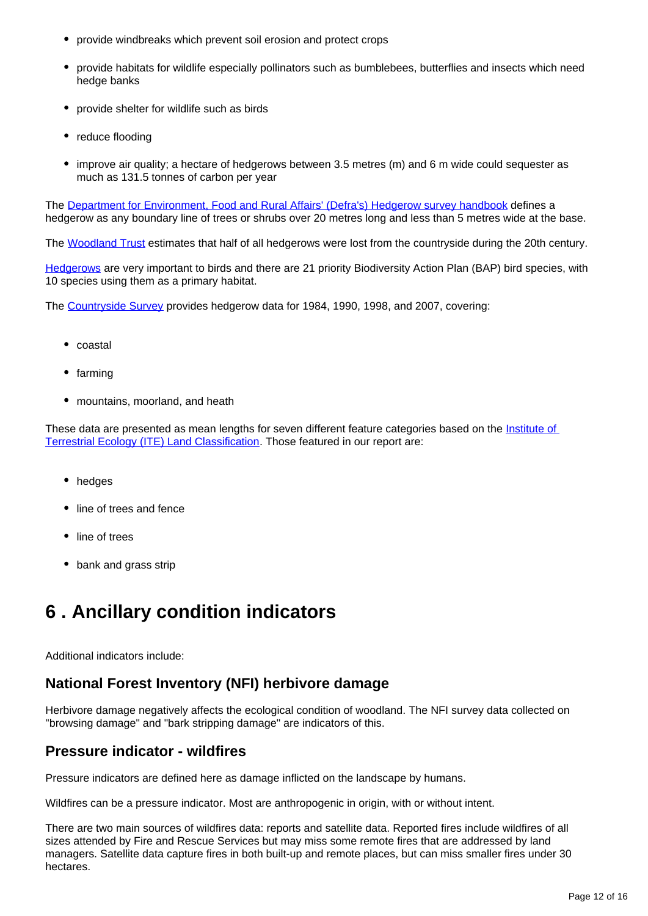- provide windbreaks which prevent soil erosion and protect crops
- provide habitats for wildlife especially pollinators such as bumblebees, butterflies and insects which need hedge banks
- provide shelter for wildlife such as birds
- reduce flooding
- improve air quality; a hectare of hedgerows between 3.5 metres (m) and 6 m wide could sequester as much as 131.5 tonnes of carbon per year

The Department for Environment, Food and Rural Affairs' (Defra's) Hedgerow survey handbook defines a hedgerow as any boundary line of trees or shrubs over 20 metres long and less than 5 metres wide at the base.

The Woodland Trust estimates that half of all hedgerows were lost from the countryside during the 20th century.

Hedgerows are very important to birds and there are 21 priority Biodiversity Action Plan (BAP) bird species, with 10 species using them as a primary habitat.

The Countryside Survey provides hedgerow data for 1984, 1990, 1998, and 2007, covering:

- coastal
- farming
- mountains, moorland, and heath

These data are presented as mean lengths for seven different feature categories based on the Institute of Terrestrial Ecology (ITE) Land Classification. Those featured in our report are:

- hedges
- line of trees and fence
- line of trees
- bank and grass strip

# 6 . Ancillary condition indicators

Additional indicators include:

## National Forest Inventory (NFI) herbivore damage

Herbivore damage negatively affects the ecological condition of woodland. The NFI survey data collected on "browsing damage" and "bark stripping damage" are indicators of this.

## Pressure indicator - wildfires

Pressure indicators are defined here as damage inflicted on the landscape by humans.

Wildfires can be a pressure indicator. Most are anthropogenic in origin, with or without intent.

There are two main sources of wildfires data: reports and satellite data. Reported fires include wildfires of all sizes attended by Fire and Rescue Services but may miss some remote fires that are addressed by land managers. Satellite data capture fires in both built-up and remote places, but can miss smaller fires under 30 hectares.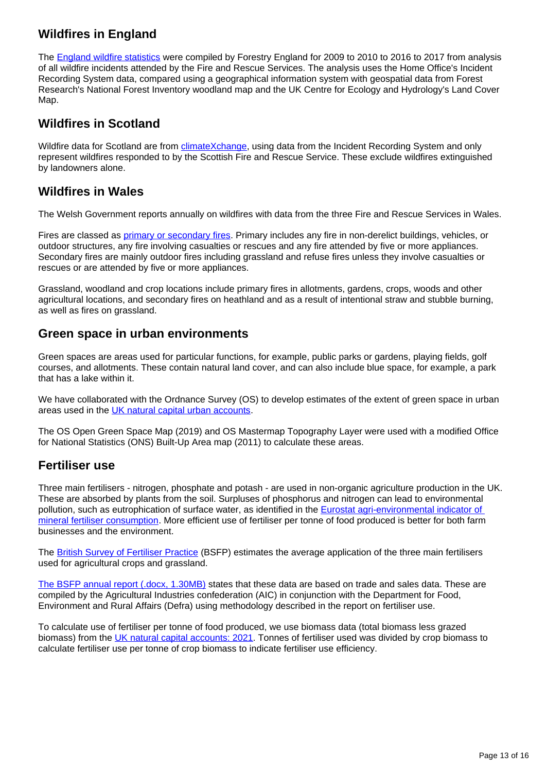## Wildfires in England

The England wildfire statistics were compiled by Forestry England for 2009 to 2010 to 2016 to 2017 from analysis of all wildfire incidents attended by the Fire and Rescue Services. The analysis uses the Home Office's Incident Recording System data, compared using a geographical information system with geospatial data from Forest Research's National Forest Inventory woodland map and the UK Centre for Ecology and Hydrology's Land Cover Map.

## Wildfires in Scotland

Wildfire data for Scotland are from climateXchange, using data from the Incident Recording System and only represent wildfires responded to by the Scottish Fire and Rescue Service. These exclude wildfires extinguished by landowners alone.

## Wildfires in Wales

The Welsh Government reports annually on wildfires with data from the three Fire and Rescue Services in Wales.

Fires are classed as primary or secondary fires. Primary includes any fire in non-derelict buildings, vehicles, or outdoor structures, any fire involving casualties or rescues and any fire attended by five or more appliances. Secondary fires are mainly outdoor fires including grassland and refuse fires unless they involve casualties or rescues or are attended by five or more appliances.

Grassland, woodland and crop locations include primary fires in allotments, gardens, crops, woods and other agricultural locations, and secondary fires on heathland and as a result of intentional straw and stubble burning, as well as fires on grassland.

## Green space in urban environments

Green spaces are areas used for particular functions, for example, public parks or gardens, playing fields, golf courses, and allotments. These contain natural land cover, and can also include blue space, for example, a park that has a lake within it.

We have collaborated with the Ordnance Survey (OS) to develop estimates of the extent of green space in urban areas used in the UK natural capital urban accounts.

The OS Open Green Space Map (2019) and OS Mastermap Topography Layer were used with a modified Office for National Statistics (ONS) Built-Up Area map (2011) to calculate these areas.

## Fertiliser use

Three main fertilisers - nitrogen, phosphate and potash - are used in non-organic agriculture production in the UK. These are absorbed by plants from the soil. Surpluses of phosphorus and nitrogen can lead to environmental pollution, such as eutrophication of surface water, as identified in the Eurostat agri-environmental indicator of mineral fertiliser consumption. More efficient use of fertiliser per tonne of food produced is better for both farm businesses and the environment.

The British Survey of Fertiliser Practice (BSFP) estimates the average application of the three main fertilisers used for agricultural crops and grassland.

The BSFP annual report (.docx, 1.30MB) states that these data are based on trade and sales data. These are compiled by the Agricultural Industries confederation (AIC) in conjunction with the Department for Food, Environment and Rural Affairs (Defra) using methodology described in the report on fertiliser use.

To calculate use of fertiliser per tonne of food produced, we use biomass data (total biomass less grazed biomass) from the UK natural capital accounts: 2021. Tonnes of fertiliser used was divided by crop biomass to calculate fertiliser use per tonne of crop biomass to indicate fertiliser use efficiency.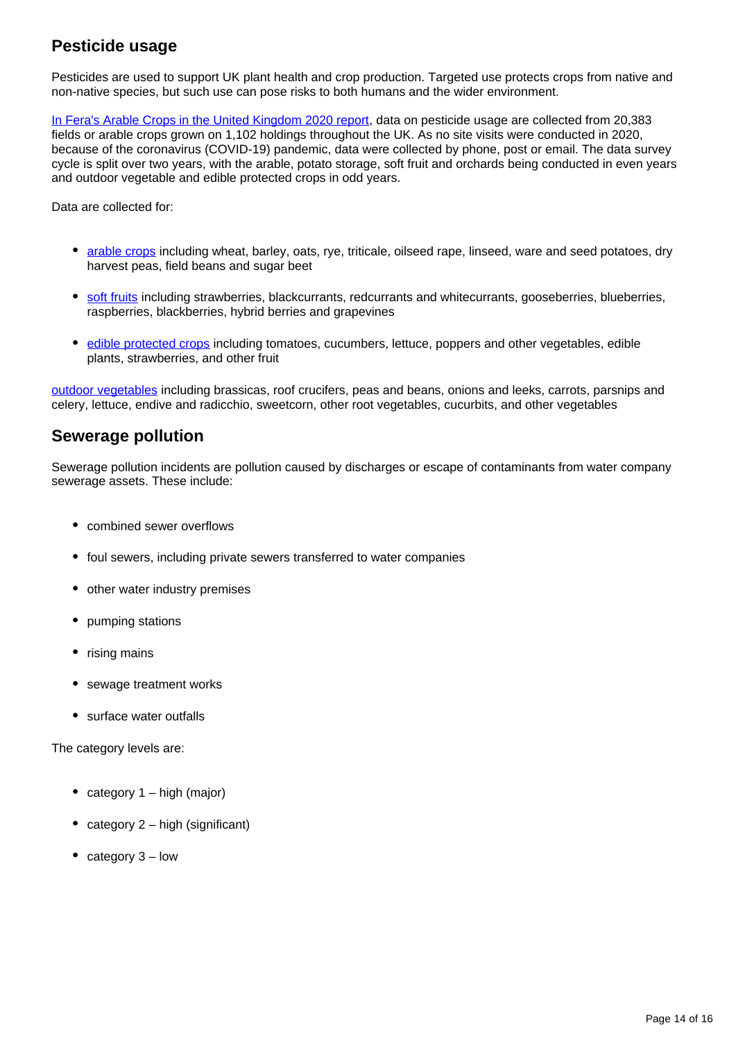## Pesticide usage

Pesticides are used to support UK plant health and crop production. Targeted use protects crops from native and non-native species, but such use can pose risks to both humans and the wider environment.

[In Fera's Arable Crops in the United Kingdom 2020 report](), data on pesticide usage are collected from 20,383 fields or arable crops grown on 1,102 holdings throughout the UK. As no site visits were conducted in 2020, because of the coronavirus (COVID-19) pandemic, data were collected by phone, post or email. The data survey cycle is split over two years, with the arable, potato storage, soft fruit and orchards being conducted in even years and outdoor vegetable and edible protected crops in odd years.

Data are collected for:

- [arable crops]() including wheat, barley, oats, rye, triticale, oilseed rape, linseed, ware and seed potatoes, dry harvest peas, field beans and sugar beet
- [soft fruits]() including strawberries, blackcurrants, redcurrants and whitecurrants, gooseberries, blueberries, raspberries, blackberries, hybrid berries and grapevines
- [edible protected crops]() including tomatoes, cucumbers, lettuce, poppers and other vegetables, edible plants, strawberries, and other fruit

[outdoor vegetables]() including brassicas, roof crucifers, peas and beans, onions and leeks, carrots, parsnips and celery, lettuce, endive and radicchio, sweetcorn, other root vegetables, cucurbits, and other vegetables

## Sewerage pollution

Sewerage pollution incidents are pollution caused by discharges or escape of contaminants from water company sewerage assets. These include:

- combined sewer overflows
- foul sewers, including private sewers transferred to water companies
- other water industry premises
- pumping stations
- rising mains
- sewage treatment works
- surface water outfalls

The category levels are:

- category 1 – high (major)
- category 2 – high (significant)
- category 3 – low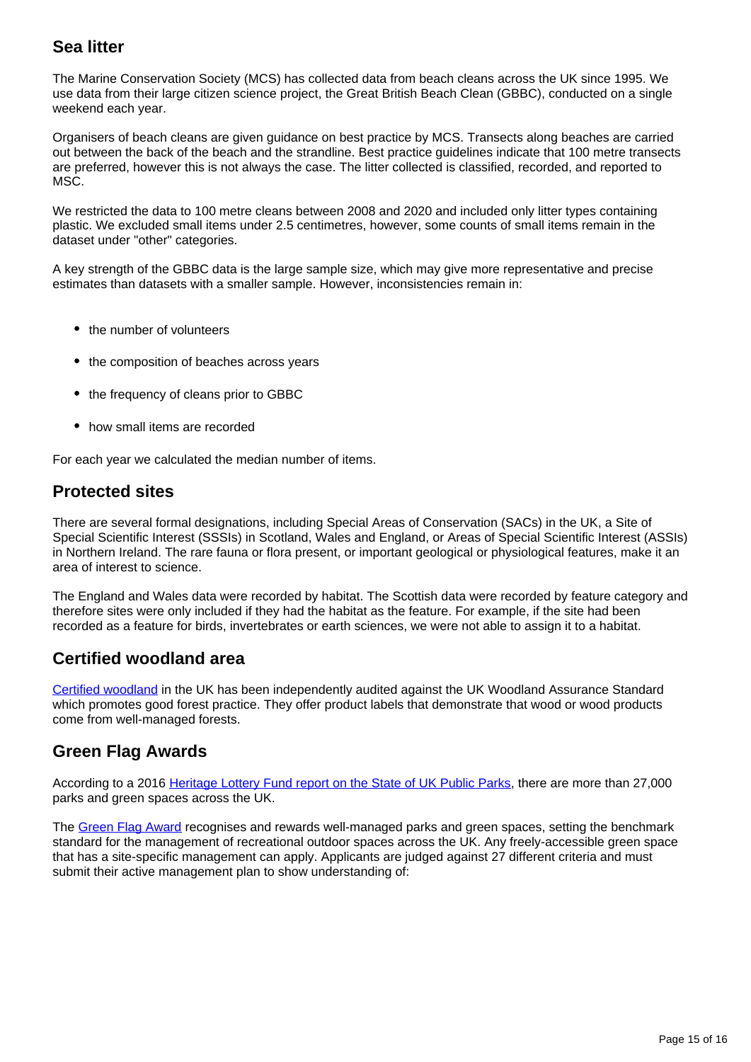## Sea litter

The Marine Conservation Society (MCS) has collected data from beach cleans across the UK since 1995. We use data from their large citizen science project, the Great British Beach Clean (GBBC), conducted on a single weekend each year.

Organisers of beach cleans are given guidance on best practice by MCS. Transects along beaches are carried out between the back of the beach and the strandline. Best practice guidelines indicate that 100 metre transects are preferred, however this is not always the case. The litter collected is classified, recorded, and reported to MSC.

We restricted the data to 100 metre cleans between 2008 and 2020 and included only litter types containing plastic. We excluded small items under 2.5 centimetres, however, some counts of small items remain in the dataset under "other" categories.

A key strength of the GBBC data is the large sample size, which may give more representative and precise estimates than datasets with a smaller sample. However, inconsistencies remain in:

- the number of volunteers
- the composition of beaches across years
- the frequency of cleans prior to GBBC
- how small items are recorded

For each year we calculated the median number of items.

## Protected sites

There are several formal designations, including Special Areas of Conservation (SACs) in the UK, a Site of Special Scientific Interest (SSSIs) in Scotland, Wales and England, or Areas of Special Scientific Interest (ASSIs) in Northern Ireland. The rare fauna or flora present, or important geological or physiological features, make it an area of interest to science.

The England and Wales data were recorded by habitat. The Scottish data were recorded by feature category and therefore sites were only included if they had the habitat as the feature. For example, if the site had been recorded as a feature for birds, invertebrates or earth sciences, we were not able to assign it to a habitat.

## Certified woodland area

Certified woodland in the UK has been independently audited against the UK Woodland Assurance Standard which promotes good forest practice. They offer product labels that demonstrate that wood or wood products come from well-managed forests.

## Green Flag Awards

According to a 2016 Heritage Lottery Fund report on the State of UK Public Parks, there are more than 27,000 parks and green spaces across the UK.

The Green Flag Award recognises and rewards well-managed parks and green spaces, setting the benchmark standard for the management of recreational outdoor spaces across the UK. Any freely-accessible green space that has a site-specific management can apply. Applicants are judged against 27 different criteria and must submit their active management plan to show understanding of: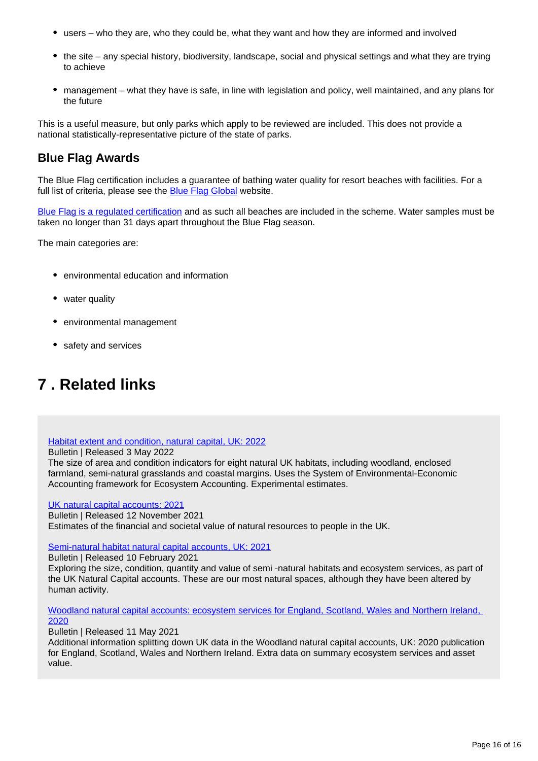- users – who they are, who they could be, what they want and how they are informed and involved
- the site – any special history, biodiversity, landscape, social and physical settings and what they are trying to achieve
- management – what they have is safe, in line with legislation and policy, well maintained, and any plans for the future

This is a useful measure, but only parks which apply to be reviewed are included. This does not provide a national statistically-representative picture of the state of parks.

### Blue Flag Awards

The Blue Flag certification includes a guarantee of bathing water quality for resort beaches with facilities. For a full list of criteria, please see the Blue Flag Global website.

Blue Flag is a regulated certification and as such all beaches are included in the scheme. Water samples must be taken no longer than 31 days apart throughout the Blue Flag season.

The main categories are:

- environmental education and information
- water quality
- environmental management
- safety and services

## 7 . Related links

Habitat extent and condition, natural capital, UK: 2022
Bulletin | Released 3 May 2022
The size of area and condition indicators for eight natural UK habitats, including woodland, enclosed farmland, semi-natural grasslands and coastal margins. Uses the System of Environmental-Economic Accounting framework for Ecosystem Accounting. Experimental estimates.

UK natural capital accounts: 2021
Bulletin | Released 12 November 2021
Estimates of the financial and societal value of natural resources to people in the UK.

Semi-natural habitat natural capital accounts, UK: 2021
Bulletin | Released 10 February 2021
Exploring the size, condition, quantity and value of semi -natural habitats and ecosystem services, as part of the UK Natural Capital accounts. These are our most natural spaces, although they have been altered by human activity.

Woodland natural capital accounts: ecosystem services for England, Scotland, Wales and Northern Ireland, 2020
Bulletin | Released 11 May 2021
Additional information splitting down UK data in the Woodland natural capital accounts, UK: 2020 publication for England, Scotland, Wales and Northern Ireland. Extra data on summary ecosystem services and asset value.